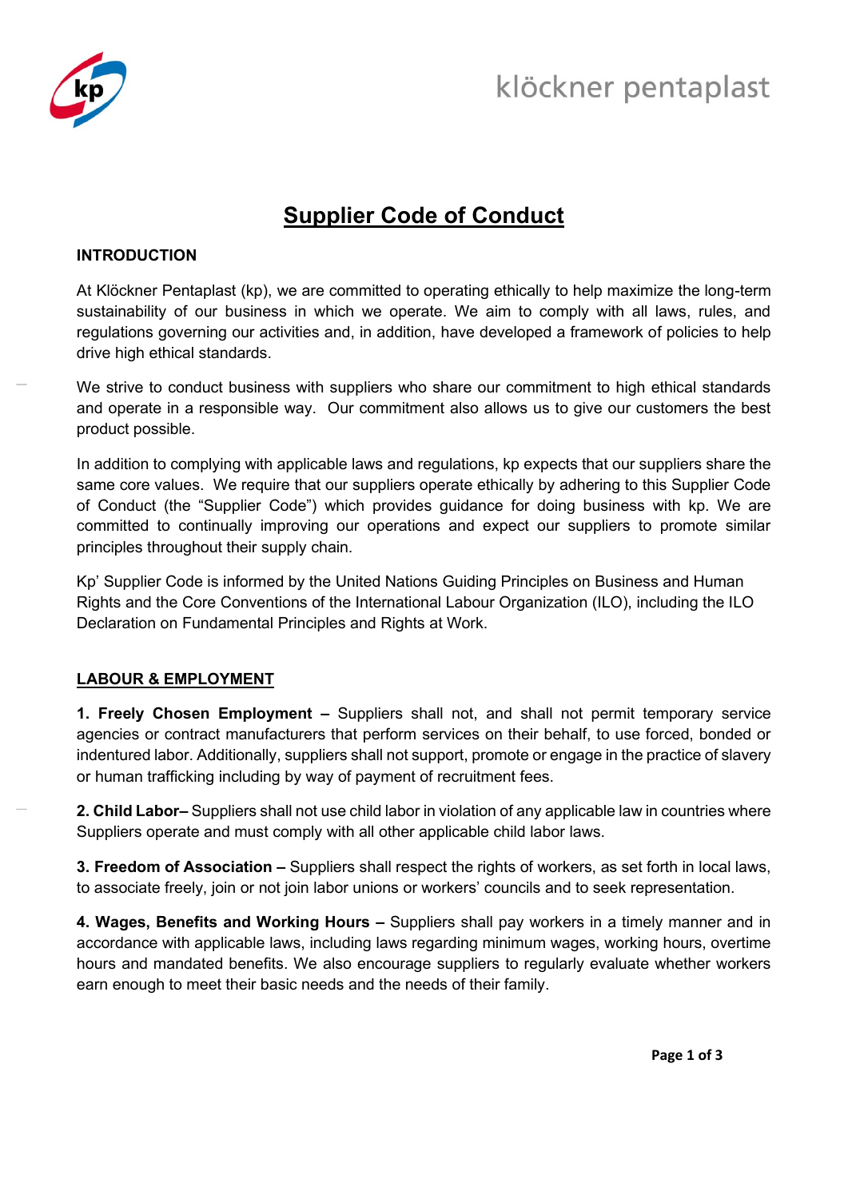# Supplier Code of Conduct

## INTRODUCTION

At Klöckner Pentaplast (kp), we are committed to operating ethically to help maximize the long-term sustainability of our business in which we operate. We aim to comply with all laws, rules, and regulations governing our activities and, in addition, have developed a framework of policies to help drive high ethical standards.

We strive to conduct business with suppliers who share our commitment to high ethical standards and operate in a responsible way. Our commitment also allows us to give our customers the best product possible.

In addition to complying with applicable laws and regulations, kp expects that our suppliers share the same core values. We require that our suppliers operate ethically by adhering to this Supplier Code of Conduct (the "Supplier Code") which provides guidance for doing business with kp. We are committed to continually improving our operations and expect our suppliers to promote similar principles throughout their supply chain.

Kp' Supplier Code is informed by the United Nations Guiding Principles on Business and Human Rights and the Core Conventions of the International Labour Organization (ILO), including the ILO Declaration on Fundamental Principles and Rights at Work.

## LABOUR & EMPLOYMENT

**1. Freely Chosen Employment –** Suppliers shall not, and shall not permit temporary service agencies or contract manufacturers that perform services on their behalf, to use forced, bonded or indentured labor. Additionally, suppliers shall not support, promote or engage in the practice of slavery or human trafficking including by way of payment of recruitment fees.

**2. Child Labor–** Suppliers shall not use child labor in violation of any applicable law in countries where Suppliers operate and must comply with all other applicable child labor laws.

**3. Freedom of Association –** Suppliers shall respect the rights of workers, as set forth in local laws, to associate freely, join or not join labor unions or workers' councils and to seek representation.

**4. Wages, Benefits and Working Hours –** Suppliers shall pay workers in a timely manner and in accordance with applicable laws, including laws regarding minimum wages, working hours, overtime hours and mandated benefits. We also encourage suppliers to regularly evaluate whether workers earn enough to meet their basic needs and the needs of their family.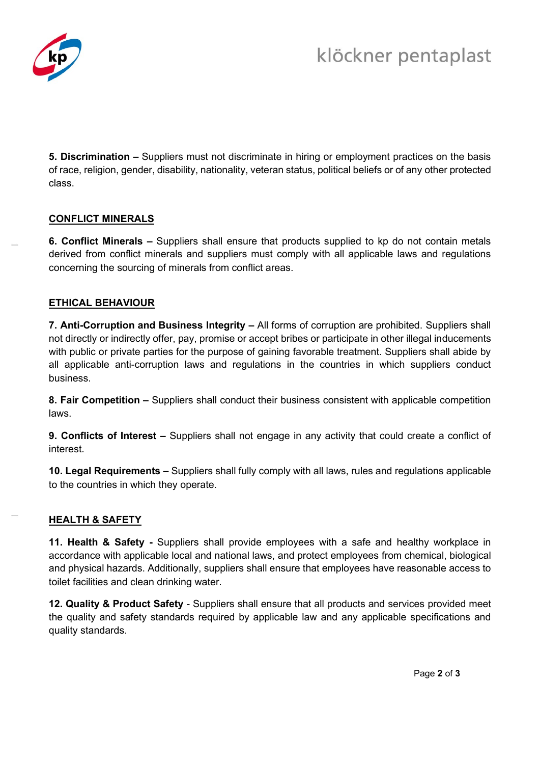**5. Discrimination –** Suppliers must not discriminate in hiring or employment practices on the basis of race, religion, gender, disability, nationality, veteran status, political beliefs or of any other protected class.

## CONFLICT MINERALS

**6. Conflict Minerals –** Suppliers shall ensure that products supplied to kp do not contain metals derived from conflict minerals and suppliers must comply with all applicable laws and regulations concerning the sourcing of minerals from conflict areas.

## ETHICAL BEHAVIOUR

**7. Anti-Corruption and Business Integrity –** All forms of corruption are prohibited. Suppliers shall not directly or indirectly offer, pay, promise or accept bribes or participate in other illegal inducements with public or private parties for the purpose of gaining favorable treatment. Suppliers shall abide by all applicable anti-corruption laws and regulations in the countries in which suppliers conduct business.

**8. Fair Competition –** Suppliers shall conduct their business consistent with applicable competition laws.

**9. Conflicts of Interest –** Suppliers shall not engage in any activity that could create a conflict of interest.

**10. Legal Requirements –** Suppliers shall fully comply with all laws, rules and regulations applicable to the countries in which they operate.

## HEALTH & SAFETY

**11. Health & Safety -** Suppliers shall provide employees with a safe and healthy workplace in accordance with applicable local and national laws, and protect employees from chemical, biological and physical hazards. Additionally, suppliers shall ensure that employees have reasonable access to toilet facilities and clean drinking water.

**12. Quality & Product Safety** - Suppliers shall ensure that all products and services provided meet the quality and safety standards required by applicable law and any applicable specifications and quality standards.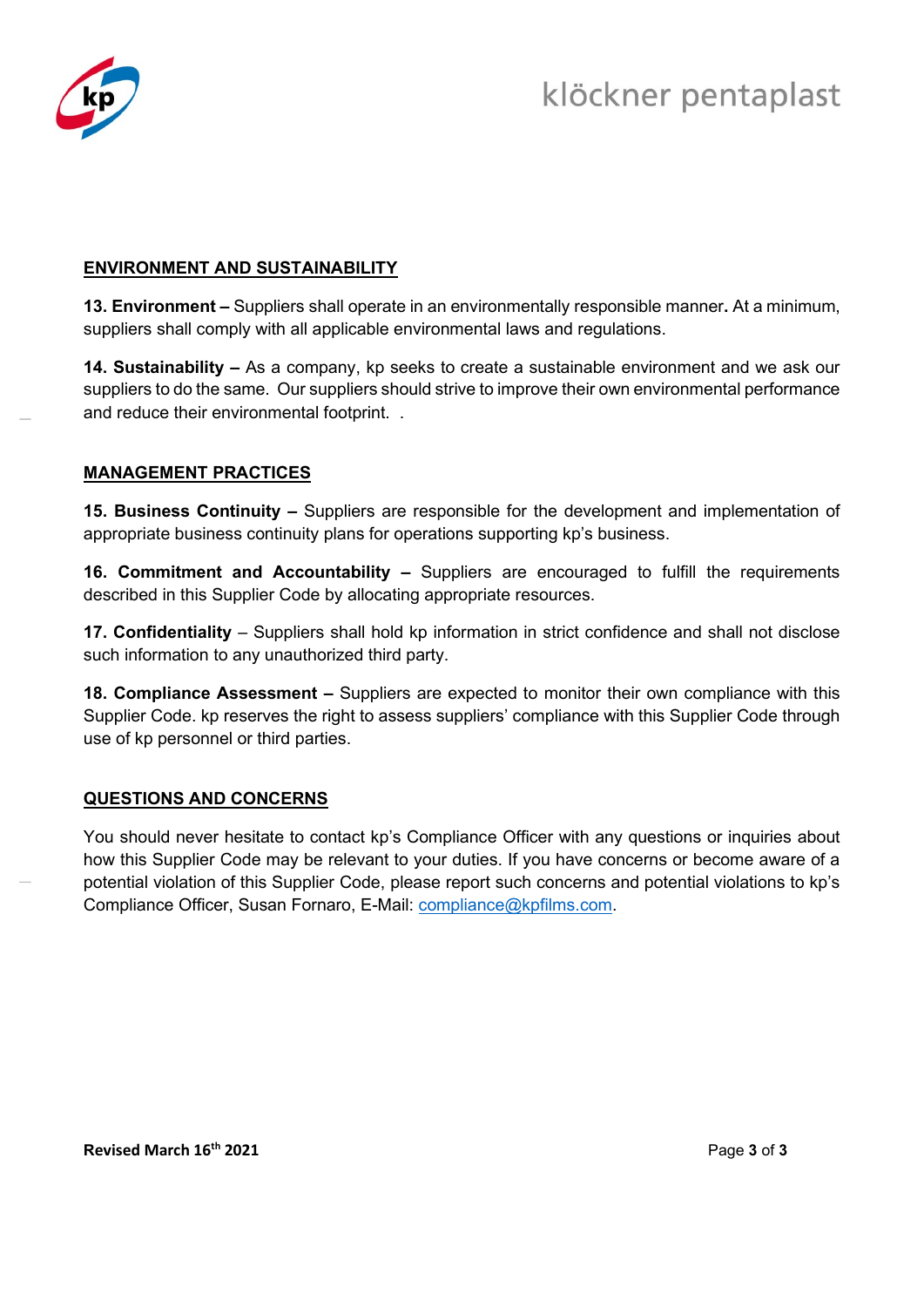## ENVIRONMENT AND SUSTAINABILITY

**13. Environment –** Suppliers shall operate in an environmentally responsible manner**.** At a minimum, suppliers shall comply with all applicable environmental laws and regulations.

**14. Sustainability –** As a company, kp seeks to create a sustainable environment and we ask our suppliers to do the same. Our suppliers should strive to improve their own environmental performance and reduce their environmental footprint. .

## MANAGEMENT PRACTICES

**15. Business Continuity –** Suppliers are responsible for the development and implementation of appropriate business continuity plans for operations supporting kp's business.

**16. Commitment and Accountability –** Suppliers are encouraged to fulfill the requirements described in this Supplier Code by allocating appropriate resources.

**17. Confidentiality** – Suppliers shall hold kp information in strict confidence and shall not disclose such information to any unauthorized third party.

**18. Compliance Assessment –** Suppliers are expected to monitor their own compliance with this Supplier Code. kp reserves the right to assess suppliers' compliance with this Supplier Code through use of kp personnel or third parties.

## QUESTIONS AND CONCERNS

You should never hesitate to contact kp's Compliance Officer with any questions or inquiries about how this Supplier Code may be relevant to your duties. If you have concerns or become aware of a potential violation of this Supplier Code, please report such concerns and potential violations to kp's Compliance Officer, Susan Fornaro, E-Mail: compliance@kpfilms.com.

**Revised March 16th 2021**